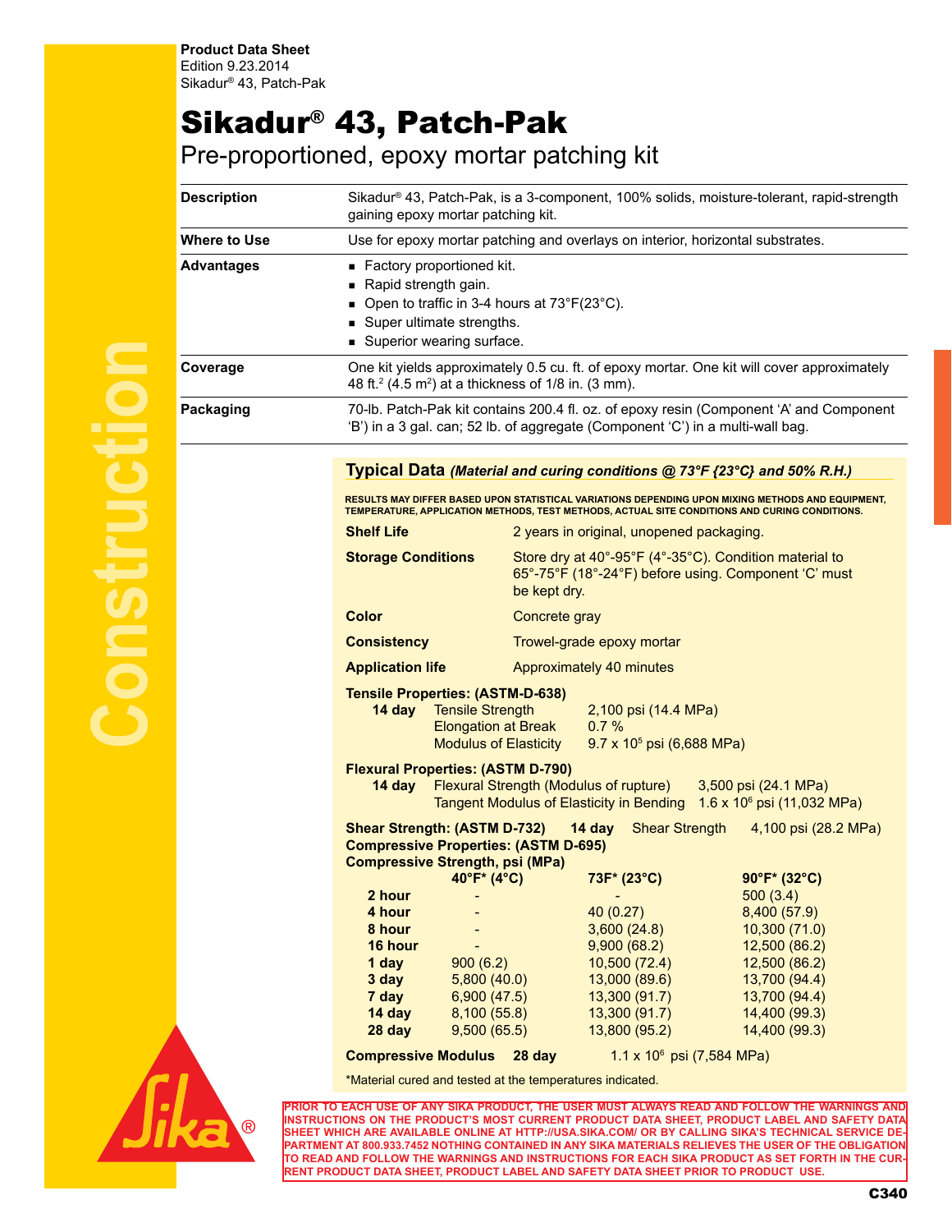**Product Data Sheet**
Edition 9.23.2014
Sikadur® 43, Patch-Pak

# Sikadur® 43, Patch-Pak

## Pre-proportioned, epoxy mortar patching kit

**Description**
Sikadur® 43, Patch-Pak, is a 3-component, 100% solids, moisture-tolerant, rapid-strength gaining epoxy mortar patching kit.

**Where to Use**
Use for epoxy mortar patching and overlays on interior, horizontal substrates.

**Advantages**
- Factory proportioned kit.
- Rapid strength gain.
- Open to traffic in 3-4 hours at 73°F(23°C).
- Super ultimate strengths.
- Superior wearing surface.

**Coverage**
One kit yields approximately 0.5 cu. ft. of epoxy mortar. One kit will cover approximately 48 ft.$^2$ (4.5 m$^2$) at a thickness of 1/8 in. (3 mm).

**Packaging**
70-lb. Patch-Pak kit contains 200.4 fl. oz. of epoxy resin (Component 'A' and Component 'B') in a 3 gal. can; 52 lb. of aggregate (Component 'C') in a multi-wall bag.

## Typical Data *(Material and curing conditions @ 73°F {23°C} and 50% R.H.)*

RESULTS MAY DIFFER BASED UPON STATISTICAL VARIATIONS DEPENDING UPON MIXING METHODS AND EQUIPMENT, TEMPERATURE, APPLICATION METHODS, TEST METHODS, ACTUAL SITE CONDITIONS AND CURING CONDITIONS.

**Shelf Life**
2 years in original, unopened packaging.

**Storage Conditions**
Store dry at 40°-95°F (4°-35°C). Condition material to 65°-75°F (18°-24°F) before using. Component 'C' must be kept dry.

**Color**
Concrete gray

**Consistency**
Trowel-grade epoxy mortar

**Application life**
Approximately 40 minutes

**Tensile Properties: (ASTM-D-638)**

| | | |
|---|---|---|
| **14 day** | Tensile Strength | 2,100 psi (14.4 MPa) |
| | Elongation at Break | 0.7 % |
| | Modulus of Elasticity | 9.7 x 10$^5$ psi (6,688 MPa) |

**Flexural Properties: (ASTM D-790)**

| | | |
|---|---|---|
| **14 day** | Flexural Strength (Modulus of rupture) | 3,500 psi (24.1 MPa) |
| | Tangent Modulus of Elasticity in Bending | 1.6 x 10$^6$ psi (11,032 MPa) |

**Shear Strength: (ASTM D-732)** **14 day** Shear Strength 4,100 psi (28.2 MPa)

**Compressive Properties: (ASTM D-695)**

**Compressive Strength, psi (MPa)**

| | 40°F* (4°C) | 73F* (23°C) | 90°F* (32°C) |
|---|---|---|---|
| **2 hour** | - | - | 500 (3.4) |
| **4 hour** | - | 40 (0.27) | 8,400 (57.9) |
| **8 hour** | - | 3,600 (24.8) | 10,300 (71.0) |
| **16 hour** | - | 9,900 (68.2) | 12,500 (86.2) |
| **1 day** | 900 (6.2) | 10,500 (72.4) | 12,500 (86.2) |
| **3 day** | 5,800 (40.0) | 13,000 (89.6) | 13,700 (94.4) |
| **7 day** | 6,900 (47.5) | 13,300 (91.7) | 13,700 (94.4) |
| **14 day** | 8,100 (55.8) | 13,300 (91.7) | 14,400 (99.3) |
| **28 day** | 9,500 (65.5) | 13,800 (95.2) | 14,400 (99.3) |

**Compressive Modulus** **28 day** 1.1 x 10$^6$ psi (7,584 MPa)

*Material cured and tested at the temperatures indicated.

PRIOR TO EACH USE OF ANY SIKA PRODUCT, THE USER MUST ALWAYS READ AND FOLLOW THE WARNINGS AND INSTRUCTIONS ON THE PRODUCT'S MOST CURRENT PRODUCT DATA SHEET, PRODUCT LABEL AND SAFETY DATA SHEET WHICH ARE AVAILABLE ONLINE AT HTTP://USA.SIKA.COM/ OR BY CALLING SIKA'S TECHNICAL SERVICE DEPARTMENT AT 800.933.7452 NOTHING CONTAINED IN ANY SIKA MATERIALS RELIEVES THE USER OF THE OBLIGATION TO READ AND FOLLOW THE WARNINGS AND INSTRUCTIONS FOR EACH SIKA PRODUCT AS SET FORTH IN THE CURRENT PRODUCT DATA SHEET, PRODUCT LABEL AND SAFETY DATA SHEET PRIOR TO PRODUCT USE.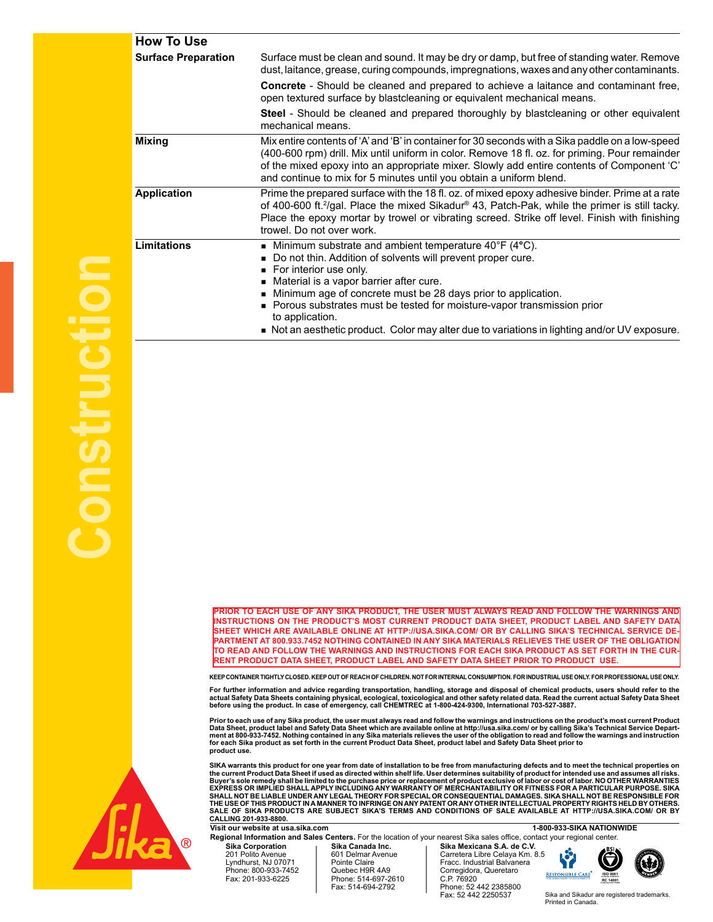## How To Use

| | |
|---|---|
| **Surface Preparation** | Surface must be clean and sound. It may be dry or damp, but free of standing water. Remove dust, laitance, grease, curing compounds, impregnations, waxes and any other contaminants.<br><br>**Concrete** - Should be cleaned and prepared to achieve a laitance and contaminant free, open textured surface by blastcleaning or equivalent mechanical means.<br><br>**Steel** - Should be cleaned and prepared thoroughly by blastcleaning or other equivalent mechanical means. |
| **Mixing** | Mix entire contents of 'A' and 'B' in container for 30 seconds with a Sika paddle on a low-speed (400-600 rpm) drill. Mix until uniform in color. Remove 18 fl. oz. for priming. Pour remainder of the mixed epoxy into an appropriate mixer. Slowly add entire contents of Component 'C' and continue to mix for 5 minutes until you obtain a uniform blend. |
| **Application** | Prime the prepared surface with the 18 fl. oz. of mixed epoxy adhesive binder. Prime at a rate of 400-600 ft.$^2$/gal. Place the mixed Sikadur® 43, Patch-Pak, while the primer is still tacky. Place the epoxy mortar by trowel or vibrating screed. Strike off level. Finish with finishing trowel. Do not over work. |
| **Limitations** | ▪ Minimum substrate and ambient temperature 40°F (4°C).<br>▪ Do not thin. Addition of solvents will prevent proper cure.<br>▪ For interior use only.<br>▪ Material is a vapor barrier after cure.<br>▪ Minimum age of concrete must be 28 days prior to application.<br>▪ Porous substrates must be tested for moisture-vapor transmission prior to application.<br>▪ Not an aesthetic product. Color may alter due to variations in lighting and/or UV exposure. |

**PRIOR TO EACH USE OF ANY SIKA PRODUCT, THE USER MUST ALWAYS READ AND FOLLOW THE WARNINGS AND INSTRUCTIONS ON THE PRODUCT'S MOST CURRENT PRODUCT DATA SHEET, PRODUCT LABEL AND SAFETY DATA SHEET WHICH ARE AVAILABLE ONLINE AT HTTP://USA.SIKA.COM/ OR BY CALLING SIKA'S TECHNICAL SERVICE DEPARTMENT AT 800.933.7452 NOTHING CONTAINED IN ANY SIKA MATERIALS RELIEVES THE USER OF THE OBLIGATION TO READ AND FOLLOW THE WARNINGS AND INSTRUCTIONS FOR EACH SIKA PRODUCT AS SET FORTH IN THE CURRENT PRODUCT DATA SHEET, PRODUCT LABEL AND SAFETY DATA SHEET PRIOR TO PRODUCT USE.**

**KEEP CONTAINER TIGHTLY CLOSED. KEEP OUT OF REACH OF CHILDREN. NOT FOR INTERNAL CONSUMPTION. FOR INDUSTRIAL USE ONLY. FOR PROFESSIONAL USE ONLY.**

**For further information and advice regarding transportation, handling, storage and disposal of chemical products, users should refer to the actual Safety Data Sheets containing physical, ecological, toxicological and other safety related data. Read the current actual Safety Data Sheet before using the product. In case of emergency, call CHEMTREC at 1-800-424-9300, International 703-527-3887.**

**Prior to each use of any Sika product, the user must always read and follow the warnings and instructions on the product's most current Product Data Sheet, product label and Safety Data Sheet which are available online at http://usa.sika.com/ or by calling Sika's Technical Service Department at 800-933-7452. Nothing contained in any Sika materials relieves the user of the obligation to read and follow the warnings and instruction for each Sika product as set forth in the current Product Data Sheet, product label and Safety Data Sheet prior to product use.**

**SIKA warrants this product for one year from date of installation to be free from manufacturing defects and to meet the technical properties on the current Product Data Sheet if used as directed within shelf life. User determines suitability of product for intended use and assumes all risks. Buyer's sole remedy shall be limited to the purchase price or replacement of product exclusive of labor or cost of labor. NO OTHER WARRANTIES EXPRESS OR IMPLIED SHALL APPLY INCLUDING ANY WARRANTY OF MERCHANTABILITY OR FITNESS FOR A PARTICULAR PURPOSE. SIKA SHALL NOT BE LIABLE UNDER ANY LEGAL THEORY FOR SPECIAL OR CONSEQUENTIAL DAMAGES. SIKA SHALL NOT BE RESPONSIBLE FOR THE USE OF THIS PRODUCT IN A MANNER TO INFRINGE ON ANY PATENT OR ANY OTHER INTELLECTUAL PROPERTY RIGHTS HELD BY OTHERS. SALE OF SIKA PRODUCTS ARE SUBJECT SIKA'S TERMS AND CONDITIONS OF SALE AVAILABLE AT HTTP://USA.SIKA.COM/ OR BY CALLING 201-933-8800.**

**Visit our website at usa.sika.com** **1-800-933-SIKA NATIONWIDE**

**Regional Information and Sales Centers.** For the location of your nearest Sika sales office, contact your regional center.

**Sika Corporation**
201 Polito Avenue
Lyndhurst, NJ 07071
Phone: 800-933-7452
Fax: 201-933-6225

**Sika Canada Inc.**
601 Delmar Avenue
Pointe Claire
Quebec H9R 4A9
Phone: 514-697-2610
Fax: 514-694-2792

**Sika Mexicana S.A. de C.V.**
Carretera Libre Celaya Km. 8.5
Fracc. Industrial Balvanera
Corregidora, Queretaro
C.P. 76920
Phone: 52 442 2385800
Fax: 52 442 2250537

Sika and Sikadur are registered trademarks.
Printed in Canada.